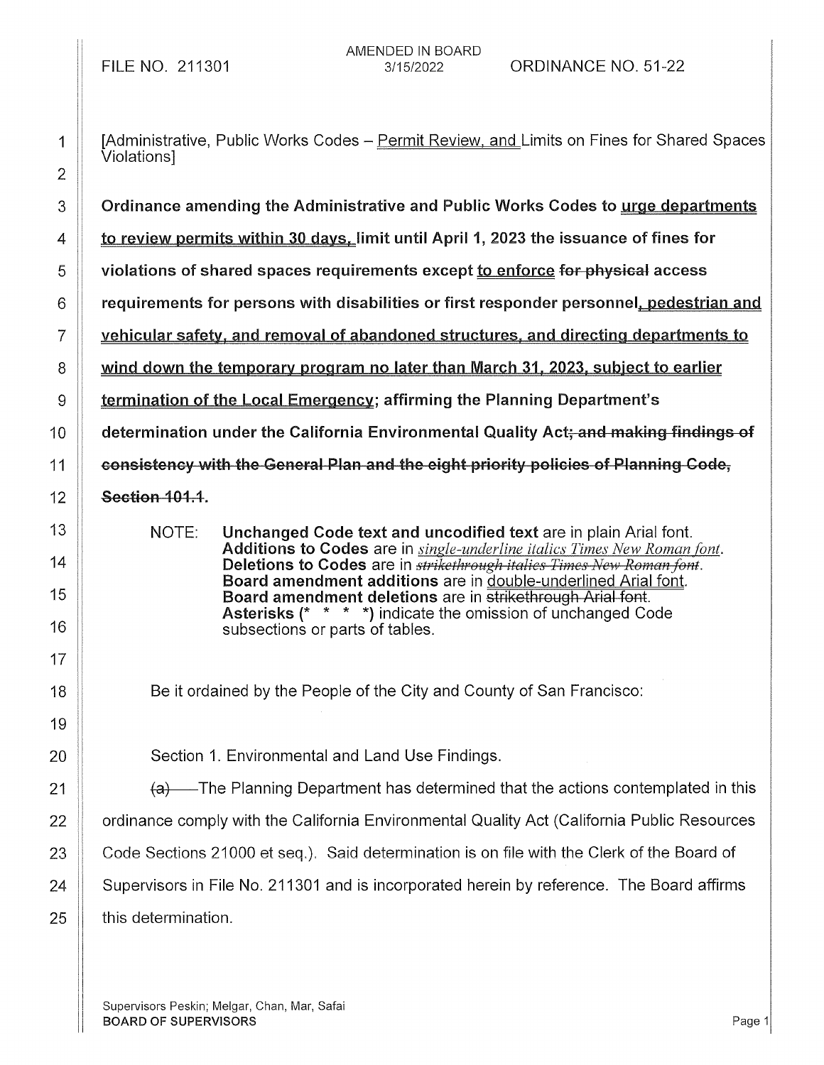FILE NO. 211301

AMENDED IN BOARD
3/15/2022

ORDINANCE NO. 51-22

[Administrative, Public Works Codes – Permit Review, and Limits on Fines for Shared Spaces Violations]

**Ordinance amending the Administrative and Public Works Codes to urge departments to review permits within 30 days, limit until April 1, 2023 the issuance of fines for violations of shared spaces requirements except to enforce ~~for physical~~ access requirements for persons with disabilities or first responder personnel, pedestrian and vehicular safety, and removal of abandoned structures, and directing departments to wind down the temporary program no later than March 31, 2023, subject to earlier termination of the Local Emergency; affirming the Planning Department's determination under the California Environmental Quality Act~~; and making findings of consistency with the General Plan and the eight priority policies of Planning Code, Section 101.1~~.**

NOTE: **Unchanged Code text and uncodified text** are in plain Arial font.
**Additions to Codes** are in *single-underline italics Times New Roman font*.
**Deletions to Codes** are in ~~*strikethrough italics Times New Roman font*~~.
**Board amendment additions** are in double-underlined Arial font.
**Board amendment deletions** are in ~~strikethrough Arial font~~.
**Asterisks (\* \* \* \*)** indicate the omission of unchanged Code subsections or parts of tables.

Be it ordained by the People of the City and County of San Francisco:

Section 1. Environmental and Land Use Findings.

~~(a)~~ The Planning Department has determined that the actions contemplated in this ordinance comply with the California Environmental Quality Act (California Public Resources Code Sections 21000 et seq.). Said determination is on file with the Clerk of the Board of Supervisors in File No. 211301 and is incorporated herein by reference. The Board affirms this determination.

Supervisors Peskin; Melgar, Chan, Mar, Safai
BOARD OF SUPERVISORS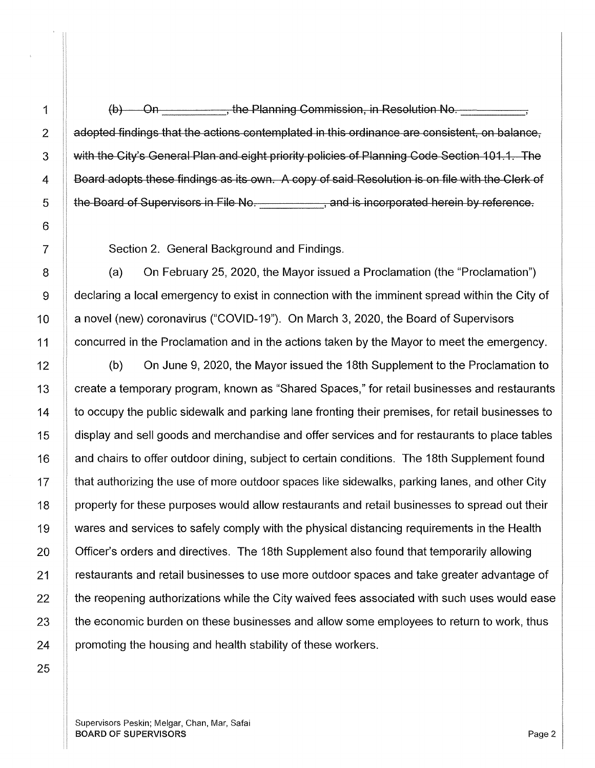~~(b) On __________, the Planning Commission, in Resolution No. __________, adopted findings that the actions contemplated in this ordinance are consistent, on balance, with the City's General Plan and eight priority policies of Planning Code Section 101.1. The Board adopts these findings as its own. A copy of said Resolution is on file with the Clerk of the Board of Supervisors in File No. __________, and is incorporated herein by reference.~~

Section 2. General Background and Findings.

(a) On February 25, 2020, the Mayor issued a Proclamation (the "Proclamation") declaring a local emergency to exist in connection with the imminent spread within the City of a novel (new) coronavirus ("COVID-19"). On March 3, 2020, the Board of Supervisors concurred in the Proclamation and in the actions taken by the Mayor to meet the emergency.

(b) On June 9, 2020, the Mayor issued the 18th Supplement to the Proclamation to create a temporary program, known as "Shared Spaces," for retail businesses and restaurants to occupy the public sidewalk and parking lane fronting their premises, for retail businesses to display and sell goods and merchandise and offer services and for restaurants to place tables and chairs to offer outdoor dining, subject to certain conditions. The 18th Supplement found that authorizing the use of more outdoor spaces like sidewalks, parking lanes, and other City property for these purposes would allow restaurants and retail businesses to spread out their wares and services to safely comply with the physical distancing requirements in the Health Officer's orders and directives. The 18th Supplement also found that temporarily allowing restaurants and retail businesses to use more outdoor spaces and take greater advantage of the reopening authorizations while the City waived fees associated with such uses would ease the economic burden on these businesses and allow some employees to return to work, thus promoting the housing and health stability of these workers.

Supervisors Peskin; Melgar, Chan, Mar, Safai
**BOARD OF SUPERVISORS**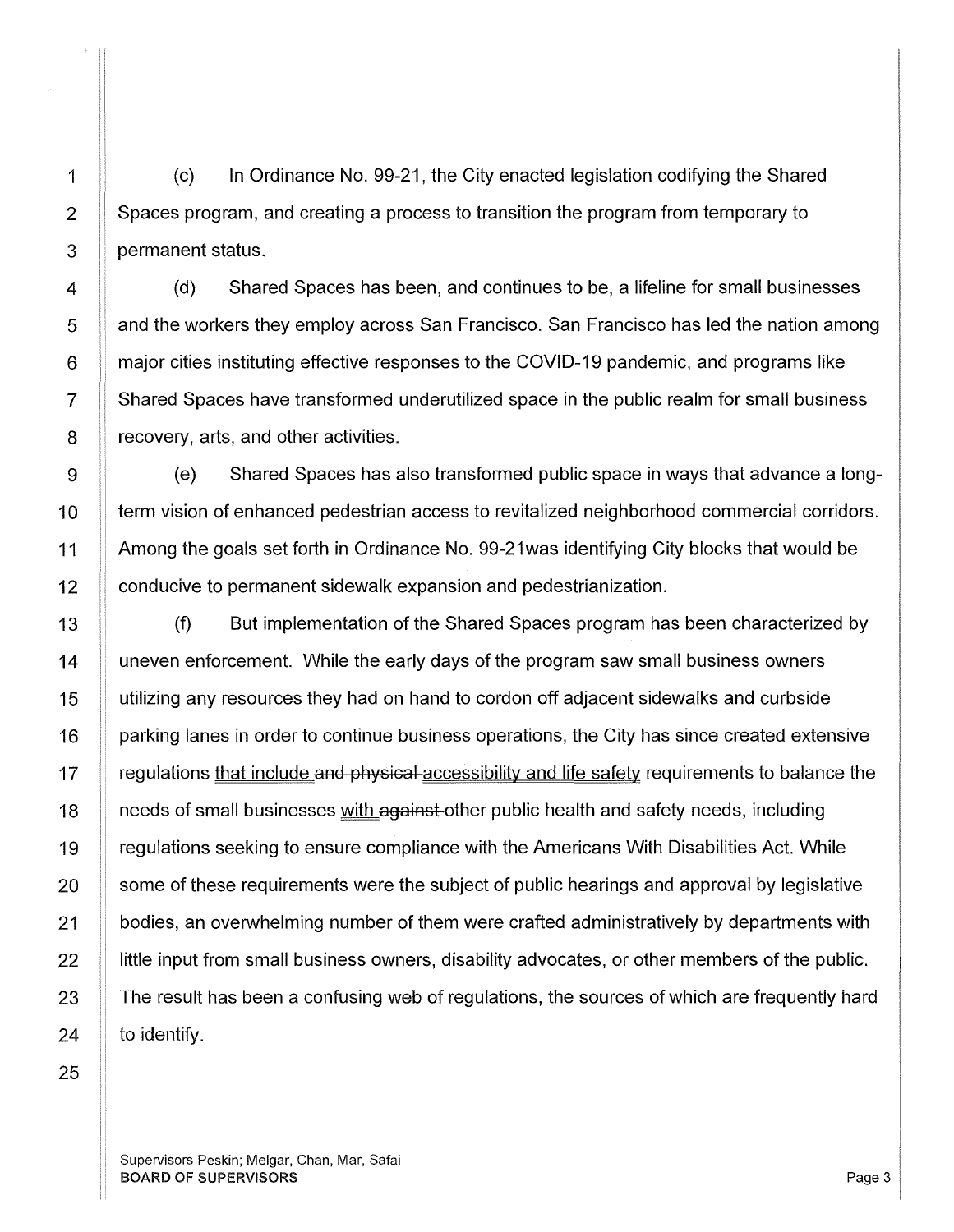(c) In Ordinance No. 99-21, the City enacted legislation codifying the Shared Spaces program, and creating a process to transition the program from temporary to permanent status.

(d) Shared Spaces has been, and continues to be, a lifeline for small businesses and the workers they employ across San Francisco. San Francisco has led the nation among major cities instituting effective responses to the COVID-19 pandemic, and programs like Shared Spaces have transformed underutilized space in the public realm for small business recovery, arts, and other activities.

(e) Shared Spaces has also transformed public space in ways that advance a long-term vision of enhanced pedestrian access to revitalized neighborhood commercial corridors. Among the goals set forth in Ordinance No. 99-21was identifying City blocks that would be conducive to permanent sidewalk expansion and pedestrianization.

(f) But implementation of the Shared Spaces program has been characterized by uneven enforcement. While the early days of the program saw small business owners utilizing any resources they had on hand to cordon off adjacent sidewalks and curbside parking lanes in order to continue business operations, the City has since created extensive regulations <u>that include</u> ~~and physical~~ <u>accessibility and life safety</u> requirements to balance the needs of small businesses <u>with</u> ~~against~~ other public health and safety needs, including regulations seeking to ensure compliance with the Americans With Disabilities Act. While some of these requirements were the subject of public hearings and approval by legislative bodies, an overwhelming number of them were crafted administratively by departments with little input from small business owners, disability advocates, or other members of the public. The result has been a confusing web of regulations, the sources of which are frequently hard to identify.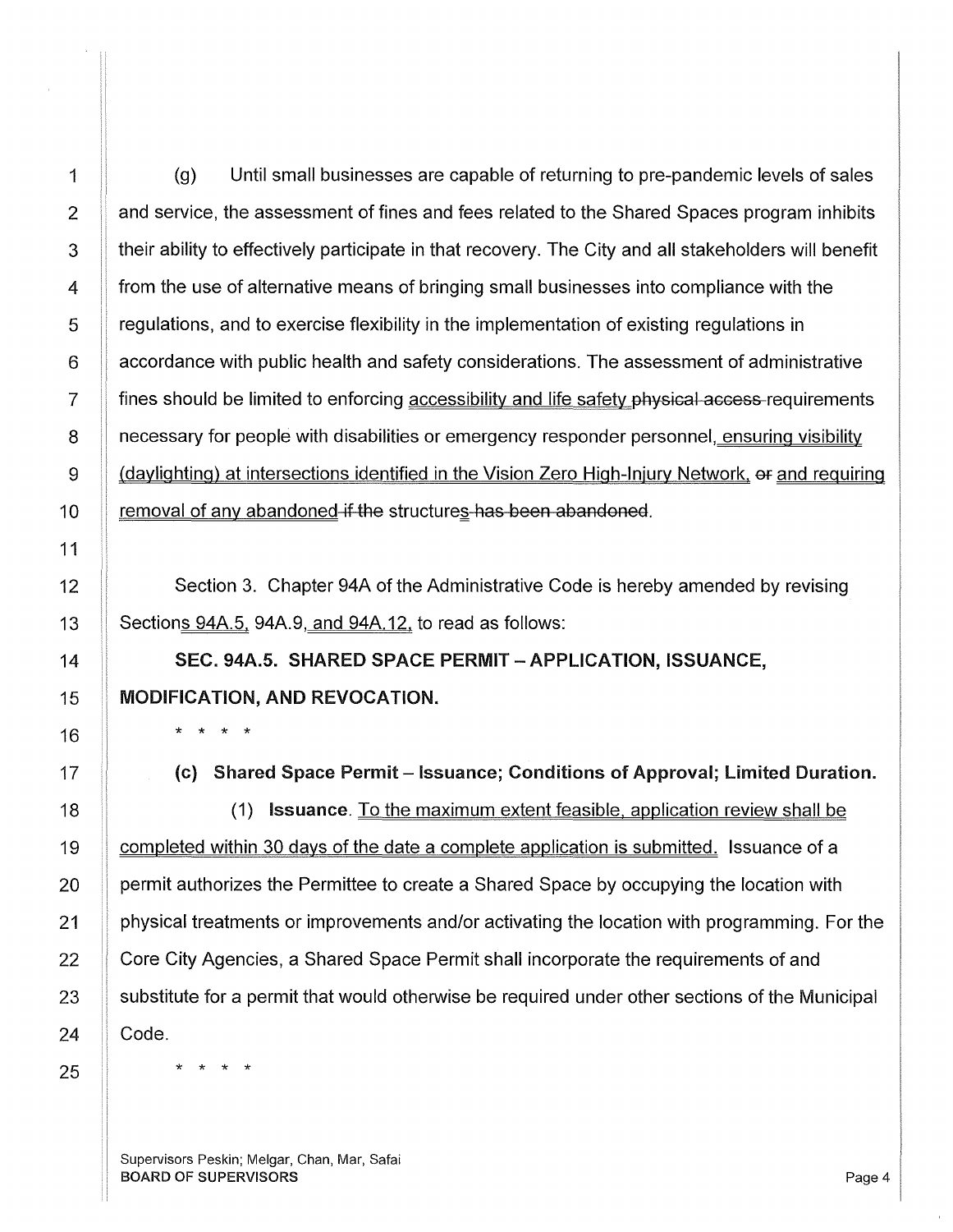(g) Until small businesses are capable of returning to pre-pandemic levels of sales and service, the assessment of fines and fees related to the Shared Spaces program inhibits their ability to effectively participate in that recovery. The City and all stakeholders will benefit from the use of alternative means of bringing small businesses into compliance with the regulations, and to exercise flexibility in the implementation of existing regulations in accordance with public health and safety considerations. The assessment of administrative fines should be limited to enforcing <u>accessibility and life safety</u> ~~physical access~~ requirements necessary for people with disabilities or emergency responder personnel, <u>ensuring visibility (daylighting) at intersections identified in the Vision Zero High-Injury Network,</u> ~~or~~ <u>and requiring removal of any abandoned</u> ~~if the~~ structure<u>s</u> ~~has been abandoned~~.

Section 3. Chapter 94A of the Administrative Code is hereby amended by revising Section<u>s 94A.5,</u> 94A.9<u>, and 94A.12,</u> to read as follows:

**SEC. 94A.5. SHARED SPACE PERMIT – APPLICATION, ISSUANCE, MODIFICATION, AND REVOCATION.**

\* \* \* \*

**(c) Shared Space Permit – Issuance; Conditions of Approval; Limited Duration.**

(1) **Issuance**. <u>To the maximum extent feasible, application review shall be completed within 30 days of the date a complete application is submitted.</u> Issuance of a permit authorizes the Permittee to create a Shared Space by occupying the location with physical treatments or improvements and/or activating the location with programming. For the Core City Agencies, a Shared Space Permit shall incorporate the requirements of and substitute for a permit that would otherwise be required under other sections of the Municipal Code.

\* \* \* \*

Supervisors Peskin; Melgar, Chan, Mar, Safai
BOARD OF SUPERVISORS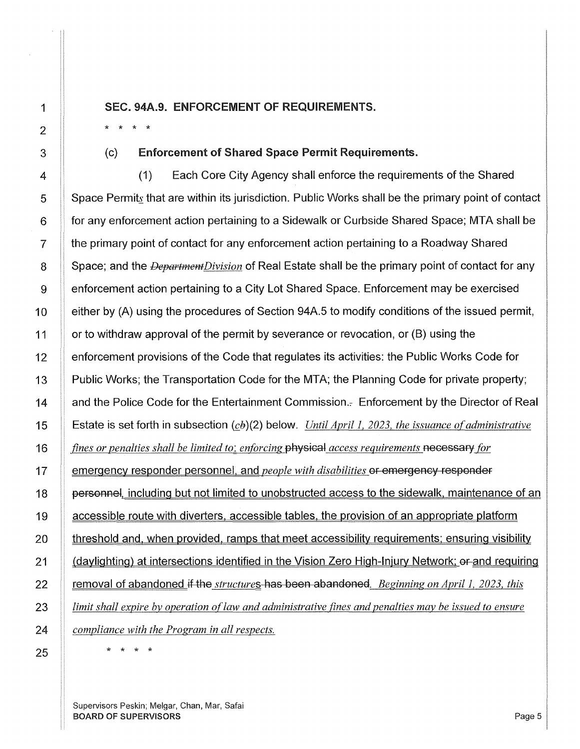**SEC. 94A.9. ENFORCEMENT OF REQUIREMENTS.**

\* \* \* \*

(c) **Enforcement of Shared Space Permit Requirements.**

(1) Each Core City Agency shall enforce the requirements of the Shared Space Permits that are within its jurisdiction. Public Works shall be the primary point of contact for any enforcement action pertaining to a Sidewalk or Curbside Shared Space; MTA shall be the primary point of contact for any enforcement action pertaining to a Roadway Shared Space; and the ~~*Department*~~*Division* of Real Estate shall be the primary point of contact for any enforcement action pertaining to a City Lot Shared Space. Enforcement may be exercised either by (A) using the procedures of Section 94A.5 to modify conditions of the issued permit, or to withdraw approval of the permit by severance or revocation, or (B) using the enforcement provisions of the Code that regulates its activities: the Public Works Code for Public Works; the Transportation Code for the MTA; the Planning Code for private property; and the Police Code for the Entertainment Commission.~~,~~ Enforcement by the Director of Real Estate is set forth in subsection (*c*~~*b*~~)(2) below. *Until April 1, 2023, the issuance of administrative fines or penalties shall be limited to: enforcing* ~~physical~~ *access requirements* ~~necessary~~ *for* emergency responder personnel, and *people with disabilities* ~~or emergency responder personnel~~, including but not limited to unobstructed access to the sidewalk, maintenance of an accessible route with diverters, accessible tables, the provision of an appropriate platform threshold and, when provided, ramps that meet accessibility requirements; ensuring visibility (daylighting) at intersections identified in the Vision Zero High-Injury Network; ~~or~~ and requiring removal of abandoned ~~if the~~ *structure*s ~~has been abandoned~~. *Beginning on April 1, 2023, this limit shall expire by operation of law and administrative fines and penalties may be issued to ensure compliance with the Program in all respects.*

\* \* \* \*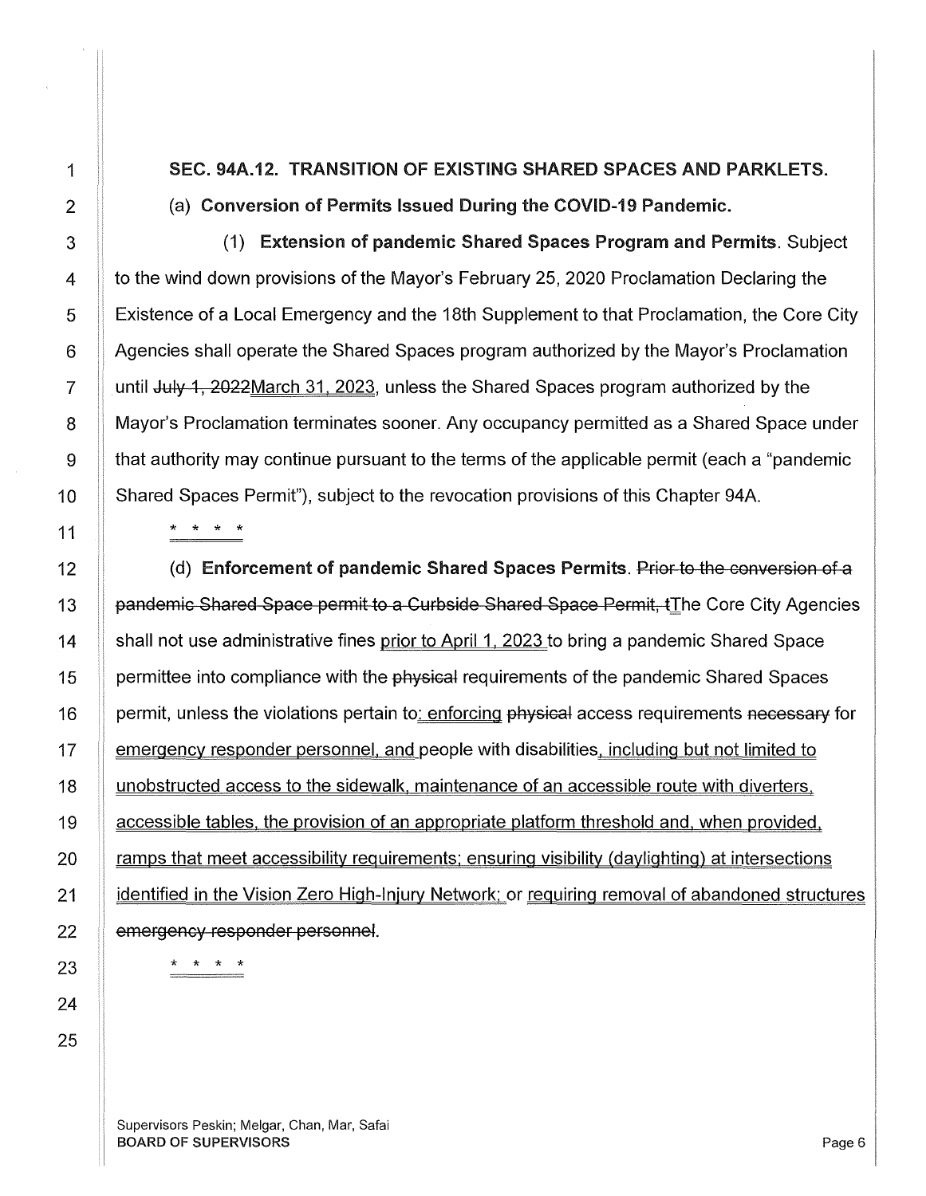**SEC. 94A.12. TRANSITION OF EXISTING SHARED SPACES AND PARKLETS.**

(a) **Conversion of Permits Issued During the COVID-19 Pandemic.**

(1) **Extension of pandemic Shared Spaces Program and Permits**. Subject to the wind down provisions of the Mayor's February 25, 2020 Proclamation Declaring the Existence of a Local Emergency and the 18th Supplement to that Proclamation, the Core City Agencies shall operate the Shared Spaces program authorized by the Mayor's Proclamation until ~~July 1, 2022~~March 31, 2023, unless the Shared Spaces program authorized by the Mayor's Proclamation terminates sooner. Any occupancy permitted as a Shared Space under that authority may continue pursuant to the terms of the applicable permit (each a "pandemic Shared Spaces Permit"), subject to the revocation provisions of this Chapter 94A.

\* \* \* \*

(d) **Enforcement of pandemic Shared Spaces Permits**. ~~Prior to the conversion of a pandemic Shared Space permit to a Curbside Shared Space Permit, t~~The Core City Agencies shall not use administrative fines prior to April 1, 2023 to bring a pandemic Shared Space permittee into compliance with the ~~physical~~ requirements of the pandemic Shared Spaces permit, unless the violations pertain to: enforcing ~~physical~~ access requirements ~~necessary~~ for emergency responder personnel, and people with disabilities, including but not limited to unobstructed access to the sidewalk, maintenance of an accessible route with diverters, accessible tables, the provision of an appropriate platform threshold and, when provided, ramps that meet accessibility requirements; ensuring visibility (daylighting) at intersections identified in the Vision Zero High-Injury Network; or requiring removal of abandoned structures ~~emergency responder personnel~~.

\* \* \* \*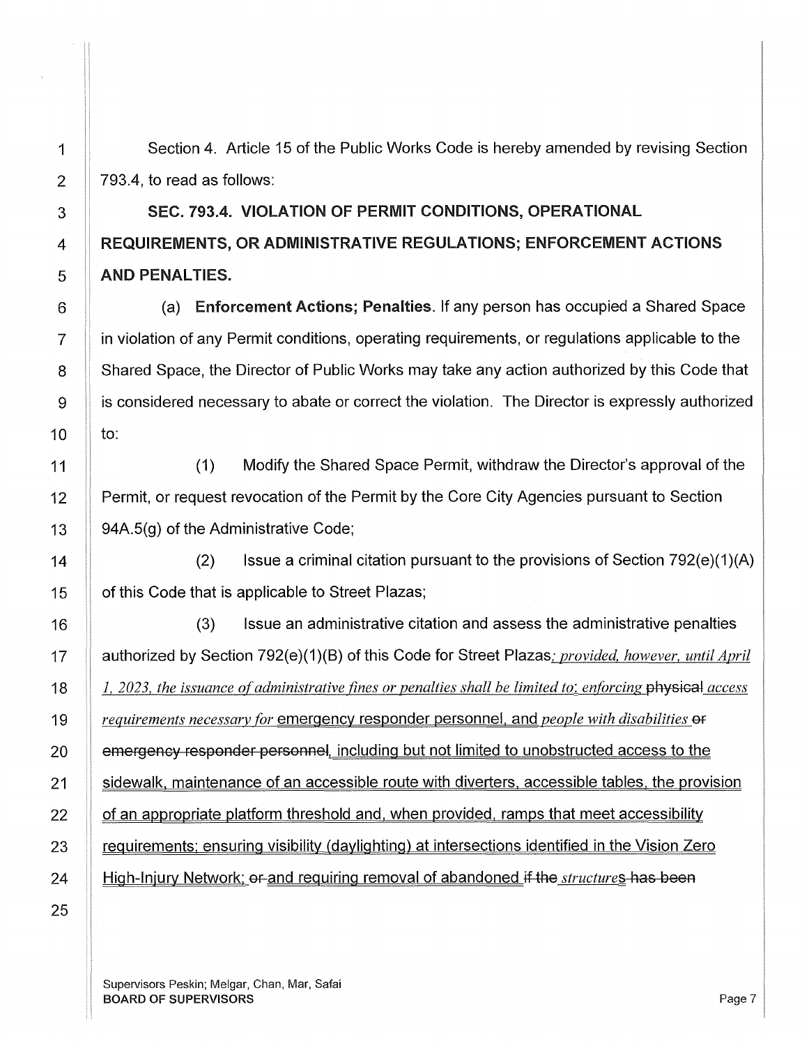Section 4. Article 15 of the Public Works Code is hereby amended by revising Section 793.4, to read as follows:

**SEC. 793.4. VIOLATION OF PERMIT CONDITIONS, OPERATIONAL REQUIREMENTS, OR ADMINISTRATIVE REGULATIONS; ENFORCEMENT ACTIONS AND PENALTIES.**

(a) **Enforcement Actions; Penalties**. If any person has occupied a Shared Space in violation of any Permit conditions, operating requirements, or regulations applicable to the Shared Space, the Director of Public Works may take any action authorized by this Code that is considered necessary to abate or correct the violation. The Director is expressly authorized to:

(1) Modify the Shared Space Permit, withdraw the Director's approval of the Permit, or request revocation of the Permit by the Core City Agencies pursuant to Section 94A.5(g) of the Administrative Code;

(2) Issue a criminal citation pursuant to the provisions of Section 792(e)(1)(A) of this Code that is applicable to Street Plazas;

(3) Issue an administrative citation and assess the administrative penalties authorized by Section 792(e)(1)(B) of this Code for Street Plazas*; provided, however, until April 1, 2023, the issuance of administrative fines or penalties shall be limited to*: *enforcing* ~~physical~~ *access requirements necessary for* emergency responder personnel, and *people with disabilities* ~~or emergency responder personnel~~, including but not limited to unobstructed access to the sidewalk, maintenance of an accessible route with diverters, accessible tables, the provision of an appropriate platform threshold and, when provided, ramps that meet accessibility requirements; ensuring visibility (daylighting) at intersections identified in the Vision Zero High-Injury Network; ~~or~~ and requiring removal of abandoned ~~if the~~ *structure*s ~~has been~~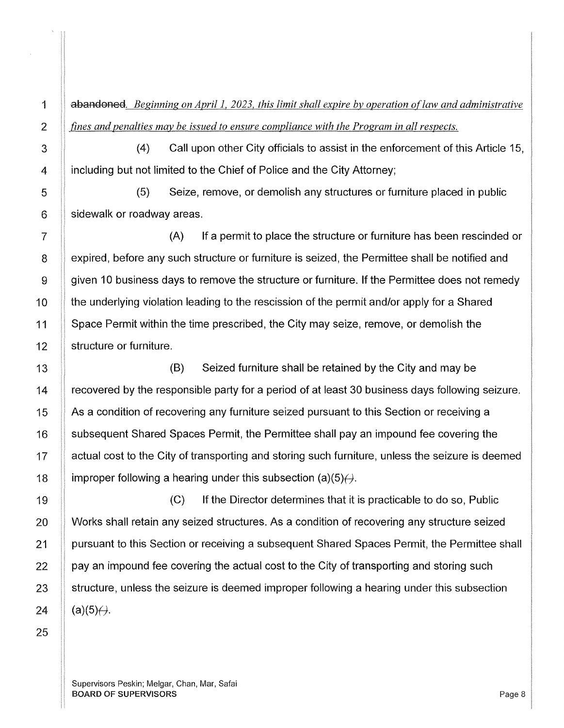~~abandoned~~. *Beginning on April 1, 2023, this limit shall expire by operation of law and administrative fines and penalties may be issued to ensure compliance with the Program in all respects.*

(4) Call upon other City officials to assist in the enforcement of this Article 15, including but not limited to the Chief of Police and the City Attorney;

(5) Seize, remove, or demolish any structures or furniture placed in public sidewalk or roadway areas.

(A) If a permit to place the structure or furniture has been rescinded or expired, before any such structure or furniture is seized, the Permittee shall be notified and given 10 business days to remove the structure or furniture. If the Permittee does not remedy the underlying violation leading to the rescission of the permit and/or apply for a Shared Space Permit within the time prescribed, the City may seize, remove, or demolish the structure or furniture.

(B) Seized furniture shall be retained by the City and may be recovered by the responsible party for a period of at least 30 business days following seizure. As a condition of recovering any furniture seized pursuant to this Section or receiving a subsequent Shared Spaces Permit, the Permittee shall pay an impound fee covering the actual cost to the City of transporting and storing such furniture, unless the seizure is deemed improper following a hearing under this subsection (a)(5)~~()~~.

(C) If the Director determines that it is practicable to do so, Public Works shall retain any seized structures. As a condition of recovering any structure seized pursuant to this Section or receiving a subsequent Shared Spaces Permit, the Permittee shall pay an impound fee covering the actual cost to the City of transporting and storing such structure, unless the seizure is deemed improper following a hearing under this subsection (a)(5)~~()~~.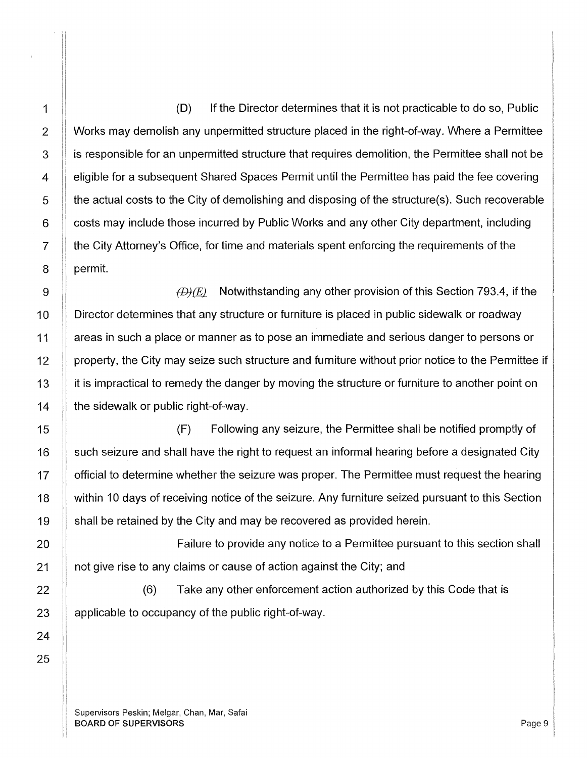(D) If the Director determines that it is not practicable to do so, Public Works may demolish any unpermitted structure placed in the right-of-way. Where a Permittee is responsible for an unpermitted structure that requires demolition, the Permittee shall not be eligible for a subsequent Shared Spaces Permit until the Permittee has paid the fee covering the actual costs to the City of demolishing and disposing of the structure(s). Such recoverable costs may include those incurred by Public Works and any other City department, including the City Attorney's Office, for time and materials spent enforcing the requirements of the permit.

~~(D)~~*(E)* Notwithstanding any other provision of this Section 793.4, if the Director determines that any structure or furniture is placed in public sidewalk or roadway areas in such a place or manner as to pose an immediate and serious danger to persons or property, the City may seize such structure and furniture without prior notice to the Permittee if it is impractical to remedy the danger by moving the structure or furniture to another point on the sidewalk or public right-of-way.

(F) Following any seizure, the Permittee shall be notified promptly of such seizure and shall have the right to request an informal hearing before a designated City official to determine whether the seizure was proper. The Permittee must request the hearing within 10 days of receiving notice of the seizure. Any furniture seized pursuant to this Section shall be retained by the City and may be recovered as provided herein.

Failure to provide any notice to a Permittee pursuant to this section shall not give rise to any claims or cause of action against the City; and

(6) Take any other enforcement action authorized by this Code that is applicable to occupancy of the public right-of-way.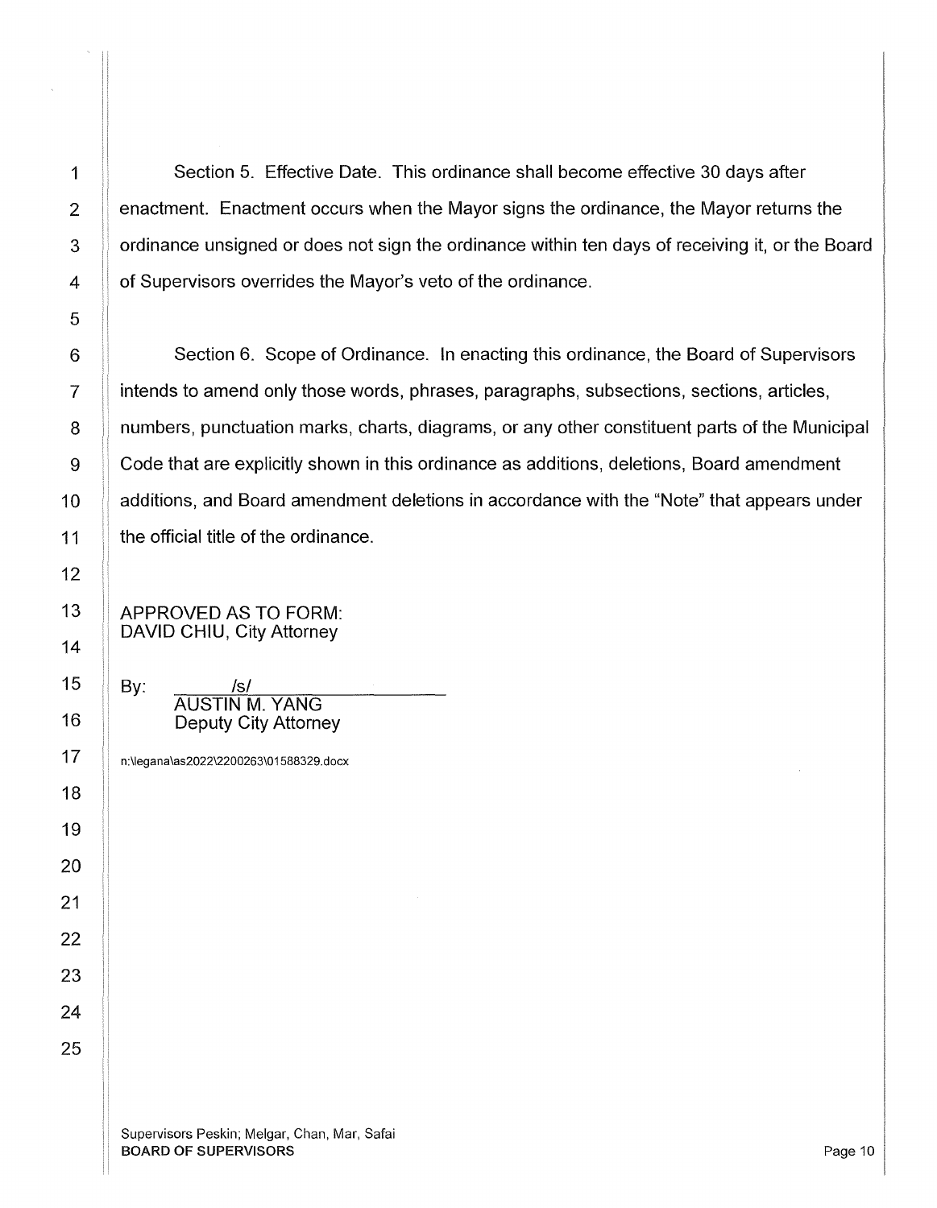Section 5. Effective Date. This ordinance shall become effective 30 days after enactment. Enactment occurs when the Mayor signs the ordinance, the Mayor returns the ordinance unsigned or does not sign the ordinance within ten days of receiving it, or the Board of Supervisors overrides the Mayor's veto of the ordinance.

Section 6. Scope of Ordinance. In enacting this ordinance, the Board of Supervisors intends to amend only those words, phrases, paragraphs, subsections, sections, articles, numbers, punctuation marks, charts, diagrams, or any other constituent parts of the Municipal Code that are explicitly shown in this ordinance as additions, deletions, Board amendment additions, and Board amendment deletions in accordance with the "Note" that appears under the official title of the ordinance.

APPROVED AS TO FORM:
DAVID CHIU, City Attorney

By: /s/
AUSTIN M. YANG
Deputy City Attorney

n:\legana\as2022\2200263\01588329.docx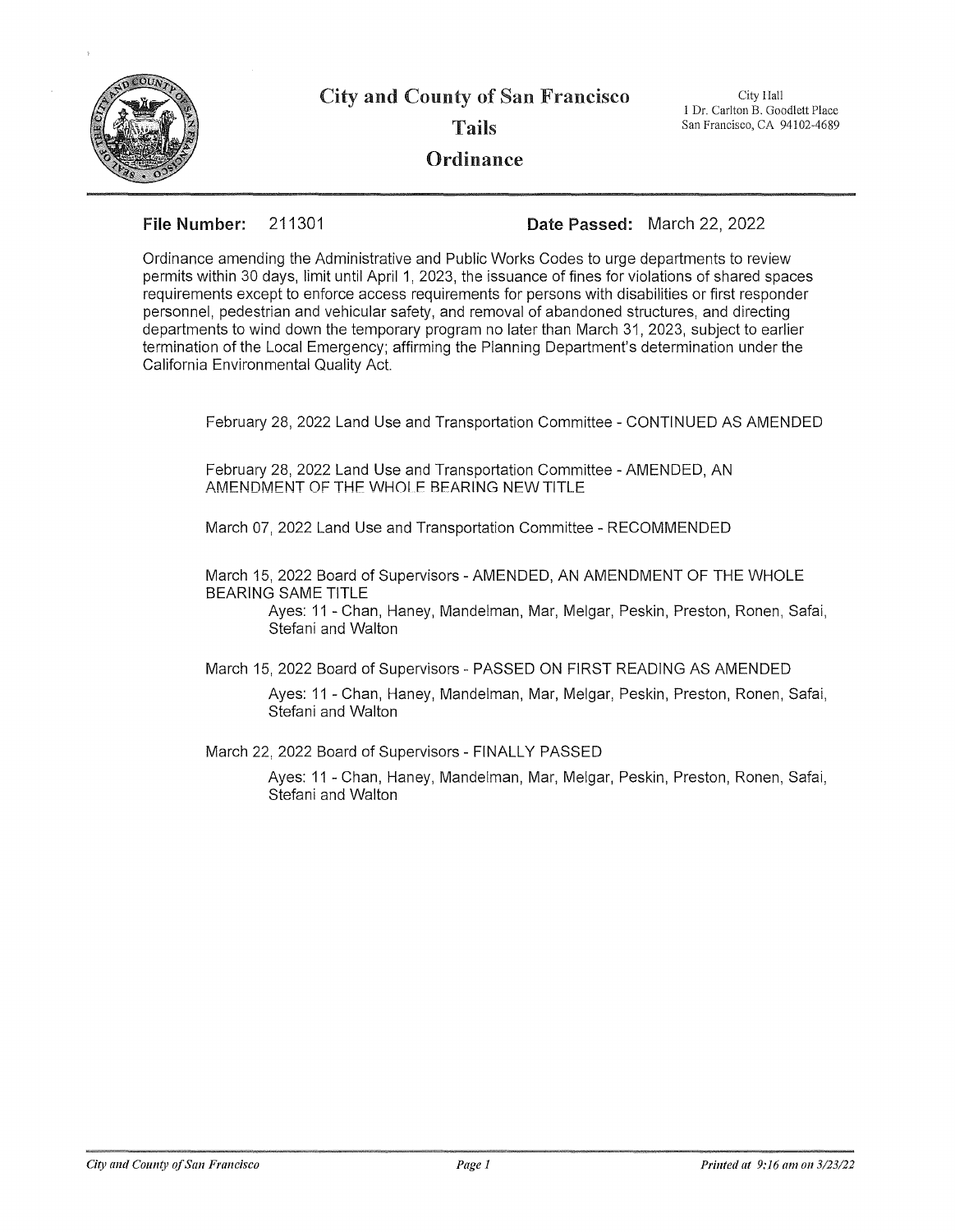# City and County of San Francisco

## Tails

## Ordinance

City Hall
1 Dr. Carlton B. Goodlett Place
San Francisco, CA 94102-4689

**File Number:** 211301 **Date Passed:** March 22, 2022

Ordinance amending the Administrative and Public Works Codes to urge departments to review permits within 30 days, limit until April 1, 2023, the issuance of fines for violations of shared spaces requirements except to enforce access requirements for persons with disabilities or first responder personnel, pedestrian and vehicular safety, and removal of abandoned structures, and directing departments to wind down the temporary program no later than March 31, 2023, subject to earlier termination of the Local Emergency; affirming the Planning Department's determination under the California Environmental Quality Act.

February 28, 2022 Land Use and Transportation Committee - CONTINUED AS AMENDED

February 28, 2022 Land Use and Transportation Committee - AMENDED, AN AMENDMENT OF THE WHOLE BEARING NEW TITLE

March 07, 2022 Land Use and Transportation Committee - RECOMMENDED

March 15, 2022 Board of Supervisors - AMENDED, AN AMENDMENT OF THE WHOLE BEARING SAME TITLE

Ayes: 11 - Chan, Haney, Mandelman, Mar, Melgar, Peskin, Preston, Ronen, Safai, Stefani and Walton

March 15, 2022 Board of Supervisors - PASSED ON FIRST READING AS AMENDED

Ayes: 11 - Chan, Haney, Mandelman, Mar, Melgar, Peskin, Preston, Ronen, Safai, Stefani and Walton

March 22, 2022 Board of Supervisors - FINALLY PASSED

Ayes: 11 - Chan, Haney, Mandelman, Mar, Melgar, Peskin, Preston, Ronen, Safai, Stefani and Walton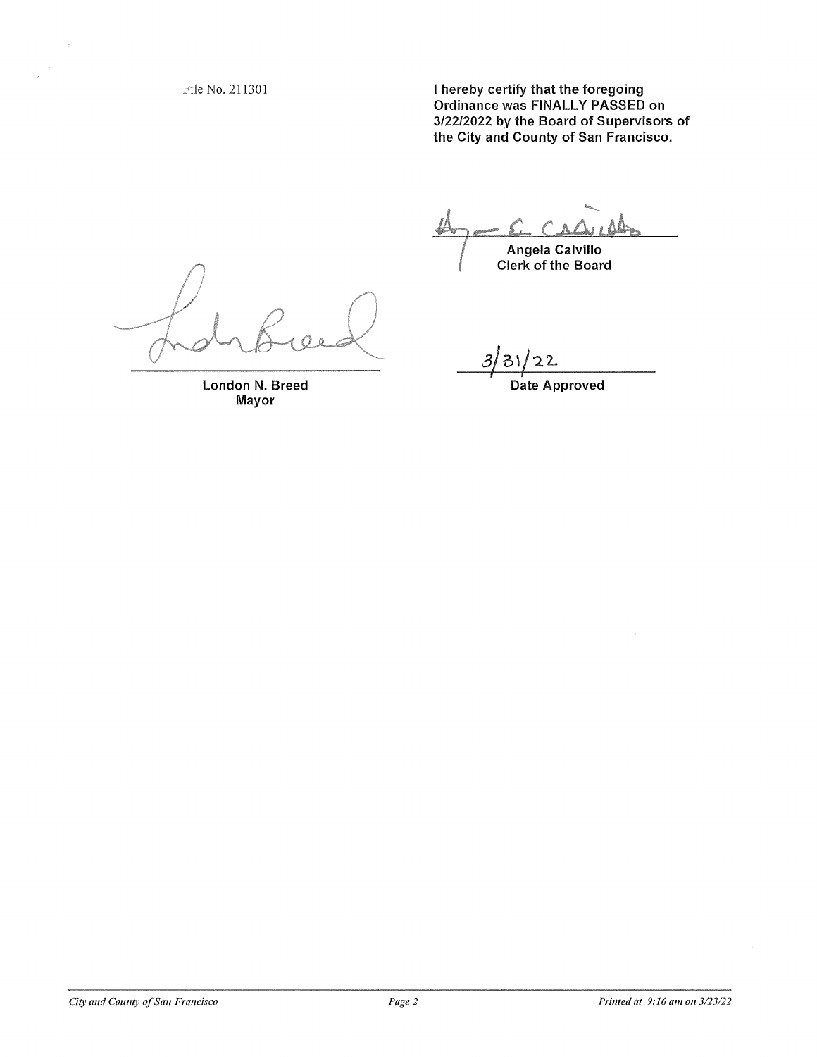File No. 211301

**I hereby certify that the foregoing Ordinance was FINALLY PASSED on 3/22/2022 by the Board of Supervisors of the City and County of San Francisco.**

**Angela Calvillo**
**Clerk of the Board**

**London N. Breed**
**Mayor**

3/31/22
**Date Approved**